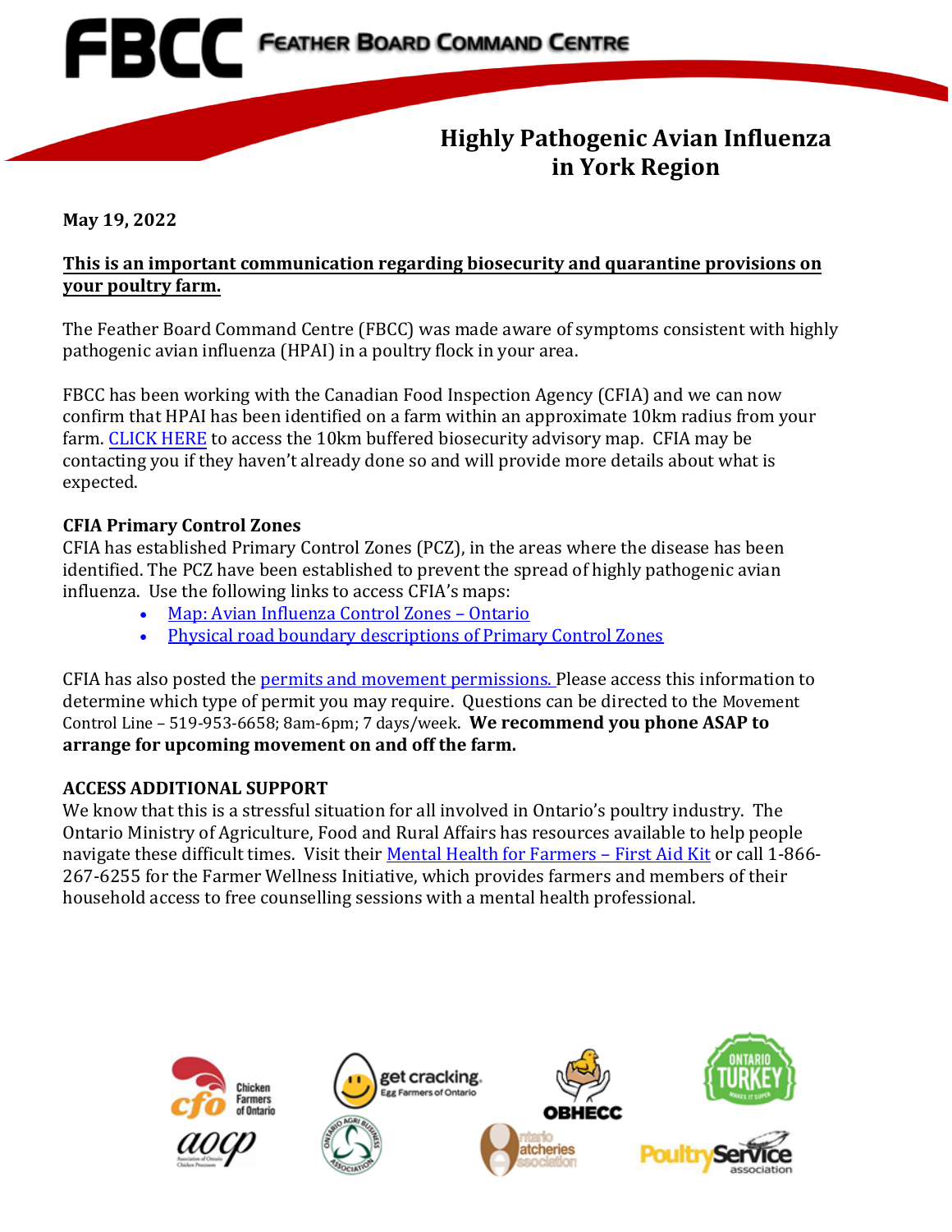# FBCC Feather Board Command Centre

## Highly Pathogenic Avian Influenza in York Region

**May 19, 2022**

**This is an important communication regarding biosecurity and quarantine provisions on your poultry farm.**

The Feather Board Command Centre (FBCC) was made aware of symptoms consistent with highly pathogenic avian influenza (HPAI) in a poultry flock in your area.

FBCC has been working with the Canadian Food Inspection Agency (CFIA) and we can now confirm that HPAI has been identified on a farm within an approximate 10km radius from your farm. CLICK HERE to access the 10km buffered biosecurity advisory map. CFIA may be contacting you if they haven't already done so and will provide more details about what is expected.

### CFIA Primary Control Zones

CFIA has established Primary Control Zones (PCZ), in the areas where the disease has been identified. The PCZ have been established to prevent the spread of highly pathogenic avian influenza. Use the following links to access CFIA's maps:

- Map: Avian Influenza Control Zones – Ontario
- Physical road boundary descriptions of Primary Control Zones

CFIA has also posted the permits and movement permissions. Please access this information to determine which type of permit you may require. Questions can be directed to the Movement Control Line – 519-953-6658; 8am-6pm; 7 days/week. **We recommend you phone ASAP to arrange for upcoming movement on and off the farm.**

### ACCESS ADDITIONAL SUPPORT

We know that this is a stressful situation for all involved in Ontario's poultry industry. The Ontario Ministry of Agriculture, Food and Rural Affairs has resources available to help people navigate these difficult times. Visit their Mental Health for Farmers – First Aid Kit or call 1-866-267-6255 for the Farmer Wellness Initiative, which provides farmers and members of their household access to free counselling sessions with a mental health professional.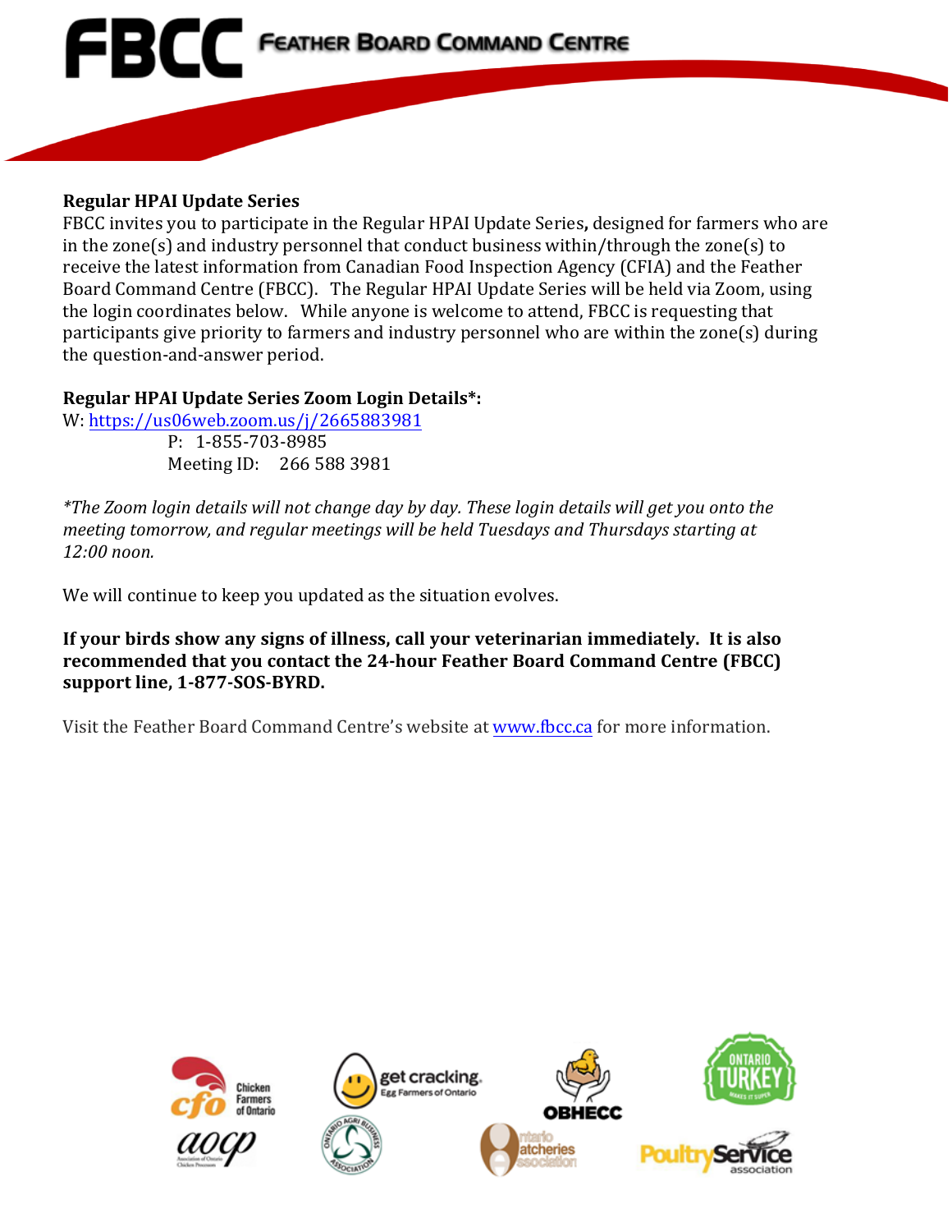**Regular HPAI Update Series**

FBCC invites you to participate in the Regular HPAI Update Series**,** designed for farmers who are in the zone(s) and industry personnel that conduct business within/through the zone(s) to receive the latest information from Canadian Food Inspection Agency (CFIA) and the Feather Board Command Centre (FBCC). The Regular HPAI Update Series will be held via Zoom, using the login coordinates below. While anyone is welcome to attend, FBCC is requesting that participants give priority to farmers and industry personnel who are within the zone(s) during the question-and-answer period.

**Regular HPAI Update Series Zoom Login Details*:**

W: https://us06web.zoom.us/j/2665883981

P: 1-855-703-8985

Meeting ID: 266 588 3981

*\*The Zoom login details will not change day by day. These login details will get you onto the meeting tomorrow, and regular meetings will be held Tuesdays and Thursdays starting at 12:00 noon.*

We will continue to keep you updated as the situation evolves.

**If your birds show any signs of illness, call your veterinarian immediately. It is also recommended that you contact the 24-hour Feather Board Command Centre (FBCC) support line, 1-877-SOS-BYRD.**

Visit the Feather Board Command Centre's website at www.fbcc.ca for more information.